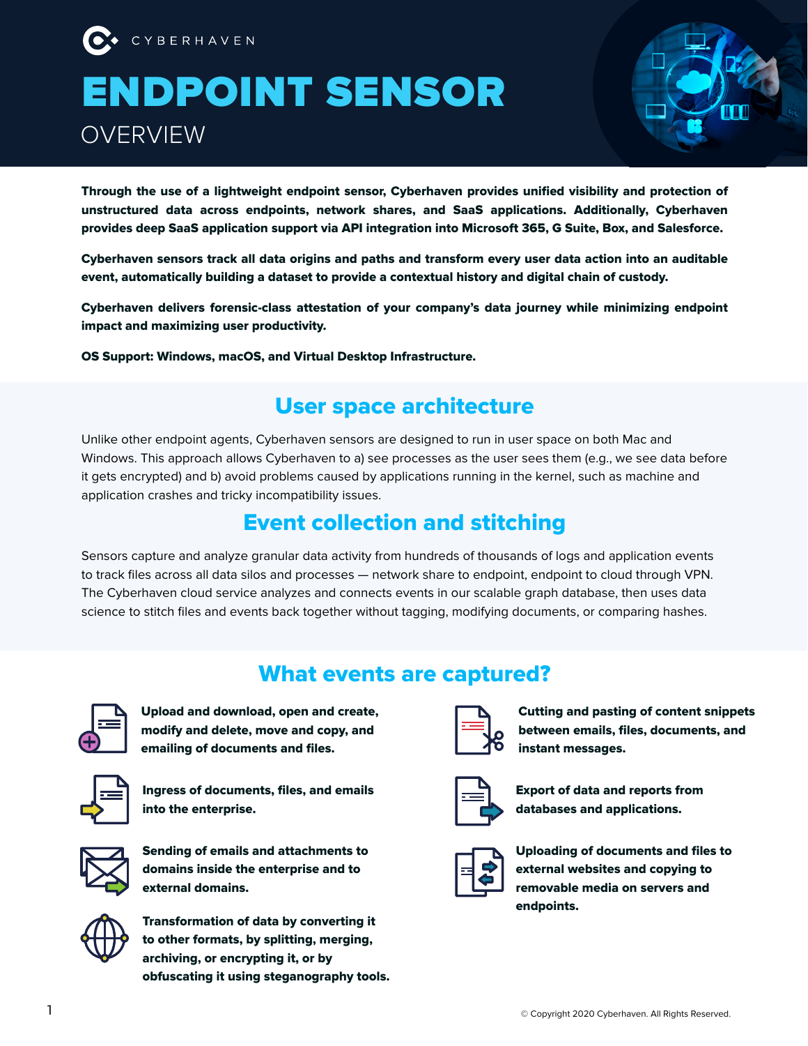CYBERHAVEN

# ENDPOINT SENSOR

OVERVIEW

**Through the use of a lightweight endpoint sensor, Cyberhaven provides unified visibility and protection of unstructured data across endpoints, network shares, and SaaS applications. Additionally, Cyberhaven provides deep SaaS application support via API integration into Microsoft 365, G Suite, Box, and Salesforce.**

**Cyberhaven sensors track all data origins and paths and transform every user data action into an auditable event, automatically building a dataset to provide a contextual history and digital chain of custody.**

**Cyberhaven delivers forensic-class attestation of your company's data journey while minimizing endpoint impact and maximizing user productivity.**

**OS Support: Windows, macOS, and Virtual Desktop Infrastructure.**

## User space architecture

Unlike other endpoint agents, Cyberhaven sensors are designed to run in user space on both Mac and Windows. This approach allows Cyberhaven to a) see processes as the user sees them (e.g., we see data before it gets encrypted) and b) avoid problems caused by applications running in the kernel, such as machine and application crashes and tricky incompatibility issues.

## Event collection and stitching

Sensors capture and analyze granular data activity from hundreds of thousands of logs and application events to track files across all data silos and processes — network share to endpoint, endpoint to cloud through VPN. The Cyberhaven cloud service analyzes and connects events in our scalable graph database, then uses data science to stitch files and events back together without tagging, modifying documents, or comparing hashes.

## What events are captured?

- **Upload and download, open and create, modify and delete, move and copy, and emailing of documents and files.**
- **Ingress of documents, files, and emails into the enterprise.**
- **Sending of emails and attachments to domains inside the enterprise and to external domains.**
- **Transformation of data by converting it to other formats, by splitting, merging, archiving, or encrypting it, or by obfuscating it using steganography tools.**
- **Cutting and pasting of content snippets between emails, files, documents, and instant messages.**
- **Export of data and reports from databases and applications.**
- **Uploading of documents and files to external websites and copying to removable media on servers and endpoints.**

© Copyright 2020 Cyberhaven. All Rights Reserved.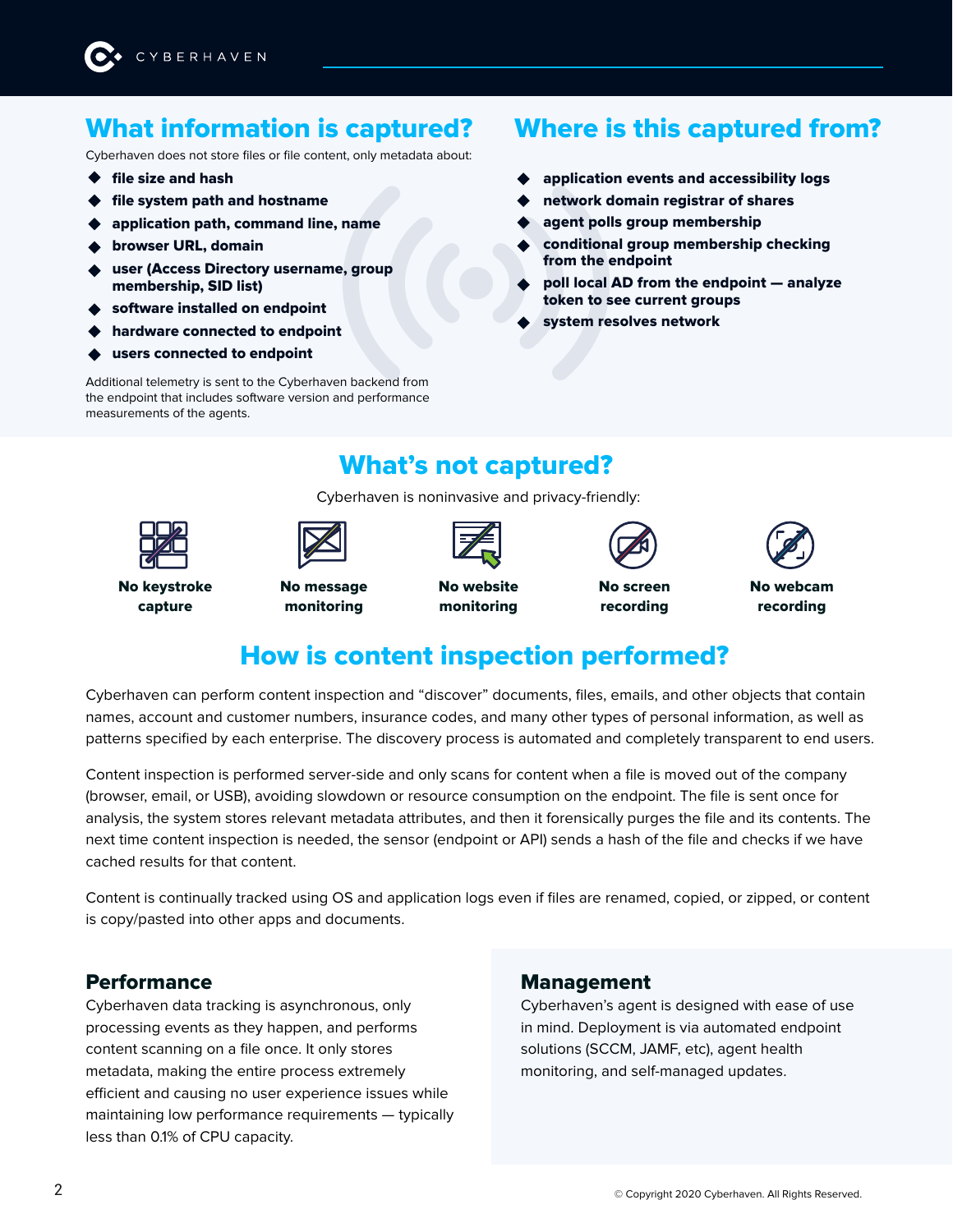## What information is captured?

Cyberhaven does not store files or file content, only metadata about:

- **file size and hash**
- **file system path and hostname**
- **application path, command line, name**
- **browser URL, domain**
- **user (Access Directory username, group membership, SID list)**
- **software installed on endpoint**
- **hardware connected to endpoint**
- **users connected to endpoint**

Additional telemetry is sent to the Cyberhaven backend from the endpoint that includes software version and performance measurements of the agents.

## Where is this captured from?

- **application events and accessibility logs**
- **network domain registrar of shares**
- **agent polls group membership**
- **conditional group membership checking from the endpoint**
- **poll local AD from the endpoint — analyze token to see current groups**
- **system resolves network**

## What's not captured?

Cyberhaven is noninvasive and privacy-friendly:

- **No keystroke capture**
- **No message monitoring**
- **No website monitoring**
- **No screen recording**
- **No webcam recording**

## How is content inspection performed?

Cyberhaven can perform content inspection and "discover" documents, files, emails, and other objects that contain names, account and customer numbers, insurance codes, and many other types of personal information, as well as patterns specified by each enterprise. The discovery process is automated and completely transparent to end users.

Content inspection is performed server-side and only scans for content when a file is moved out of the company (browser, email, or USB), avoiding slowdown or resource consumption on the endpoint. The file is sent once for analysis, the system stores relevant metadata attributes, and then it forensically purges the file and its contents. The next time content inspection is needed, the sensor (endpoint or API) sends a hash of the file and checks if we have cached results for that content.

Content is continually tracked using OS and application logs even if files are renamed, copied, or zipped, or content is copy/pasted into other apps and documents.

### Performance

Cyberhaven data tracking is asynchronous, only processing events as they happen, and performs content scanning on a file once. It only stores metadata, making the entire process extremely efficient and causing no user experience issues while maintaining low performance requirements — typically less than 0.1% of CPU capacity.

### Management

Cyberhaven's agent is designed with ease of use in mind. Deployment is via automated endpoint solutions (SCCM, JAMF, etc), agent health monitoring, and self-managed updates.

© Copyright 2020 Cyberhaven. All Rights Reserved.